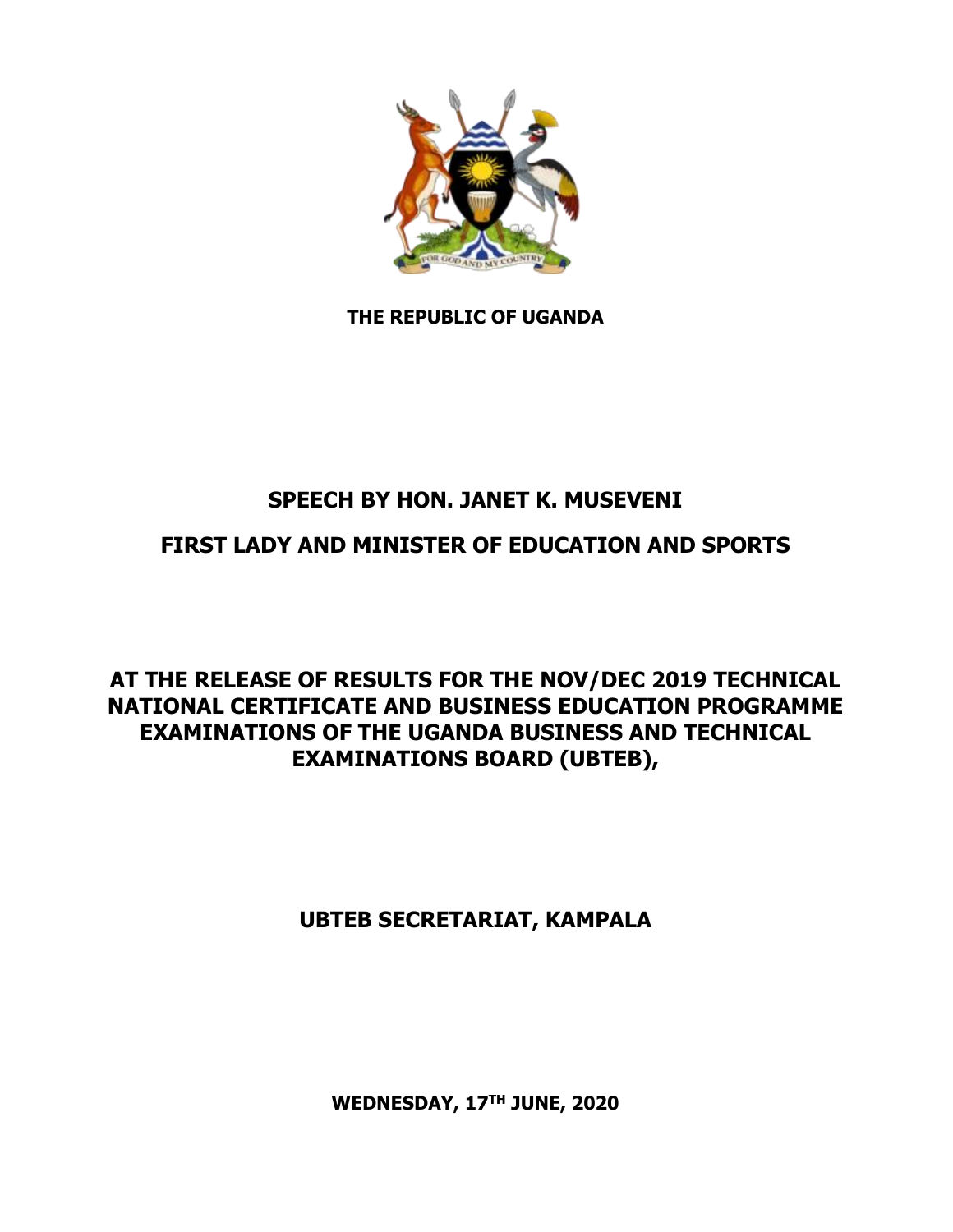**THE REPUBLIC OF UGANDA**

# SPEECH BY HON. JANET K. MUSEVENI

## FIRST LADY AND MINISTER OF EDUCATION AND SPORTS

## AT THE RELEASE OF RESULTS FOR THE NOV/DEC 2019 TECHNICAL NATIONAL CERTIFICATE AND BUSINESS EDUCATION PROGRAMME EXAMINATIONS OF THE UGANDA BUSINESS AND TECHNICAL EXAMINATIONS BOARD (UBTEB),

## UBTEB SECRETARIAT, KAMPALA

**WEDNESDAY, 17TH JUNE, 2020**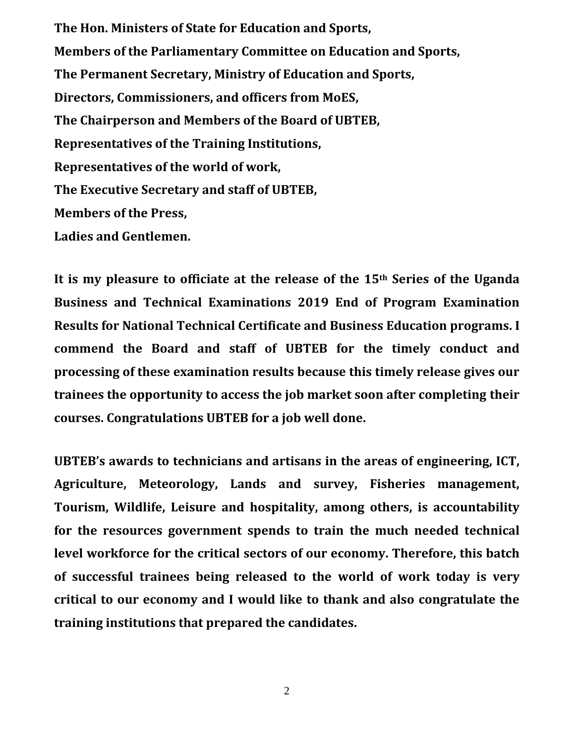**The Hon. Ministers of State for Education and Sports,**

**Members of the Parliamentary Committee on Education and Sports,**

**The Permanent Secretary, Ministry of Education and Sports,**

**Directors, Commissioners, and officers from MoES,**

**The Chairperson and Members of the Board of UBTEB,**

**Representatives of the Training Institutions,**

**Representatives of the world of work,**

**The Executive Secretary and staff of UBTEB,**

**Members of the Press,**

**Ladies and Gentlemen.**

**It is my pleasure to officiate at the release of the 15th Series of the Uganda Business and Technical Examinations 2019 End of Program Examination Results for National Technical Certificate and Business Education programs. I commend the Board and staff of UBTEB for the timely conduct and processing of these examination results because this timely release gives our trainees the opportunity to access the job market soon after completing their courses. Congratulations UBTEB for a job well done.**

**UBTEB's awards to technicians and artisans in the areas of engineering, ICT, Agriculture, Meteorology, Lands and survey, Fisheries management, Tourism, Wildlife, Leisure and hospitality, among others, is accountability for the resources government spends to train the much needed technical level workforce for the critical sectors of our economy. Therefore, this batch of successful trainees being released to the world of work today is very critical to our economy and I would like to thank and also congratulate the training institutions that prepared the candidates.**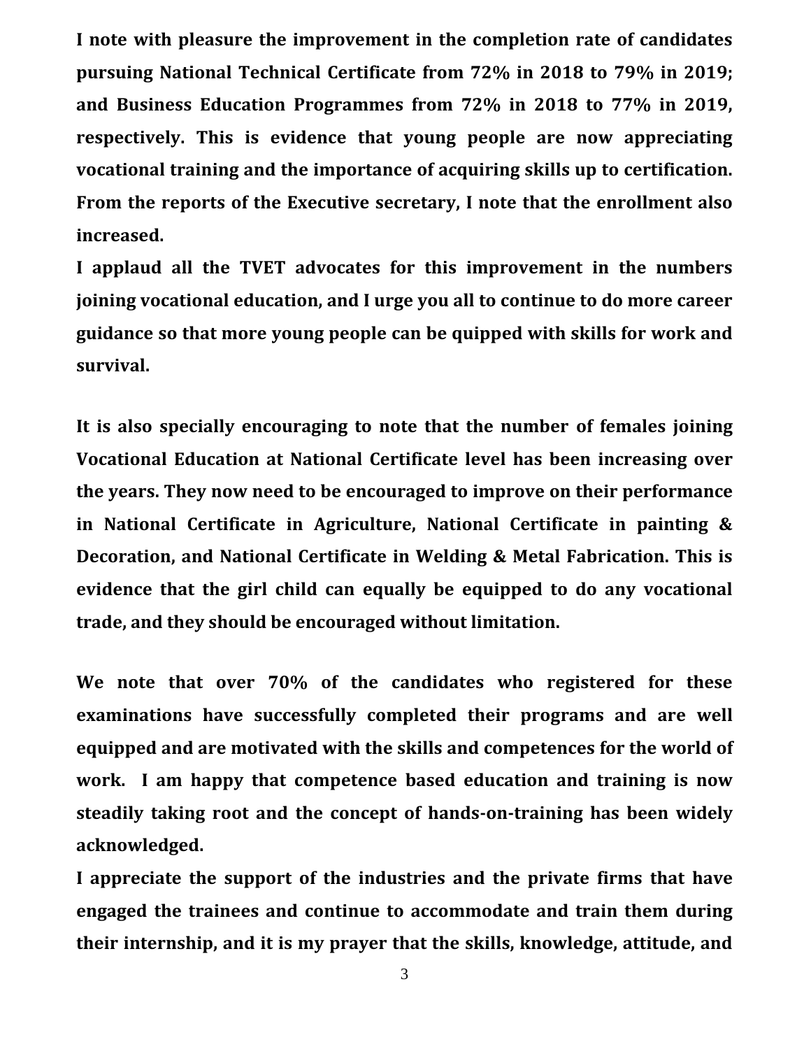**I note with pleasure the improvement in the completion rate of candidates pursuing National Technical Certificate from 72% in 2018 to 79% in 2019; and Business Education Programmes from 72% in 2018 to 77% in 2019, respectively. This is evidence that young people are now appreciating vocational training and the importance of acquiring skills up to certification. From the reports of the Executive secretary, I note that the enrollment also increased.**

**I applaud all the TVET advocates for this improvement in the numbers joining vocational education, and I urge you all to continue to do more career guidance so that more young people can be quipped with skills for work and survival.**

**It is also specially encouraging to note that the number of females joining Vocational Education at National Certificate level has been increasing over the years. They now need to be encouraged to improve on their performance in National Certificate in Agriculture, National Certificate in painting & Decoration, and National Certificate in Welding & Metal Fabrication. This is evidence that the girl child can equally be equipped to do any vocational trade, and they should be encouraged without limitation.**

**We note that over 70% of the candidates who registered for these examinations have successfully completed their programs and are well equipped and are motivated with the skills and competences for the world of work. I am happy that competence based education and training is now steadily taking root and the concept of hands-on-training has been widely acknowledged.**

**I appreciate the support of the industries and the private firms that have engaged the trainees and continue to accommodate and train them during their internship, and it is my prayer that the skills, knowledge, attitude, and**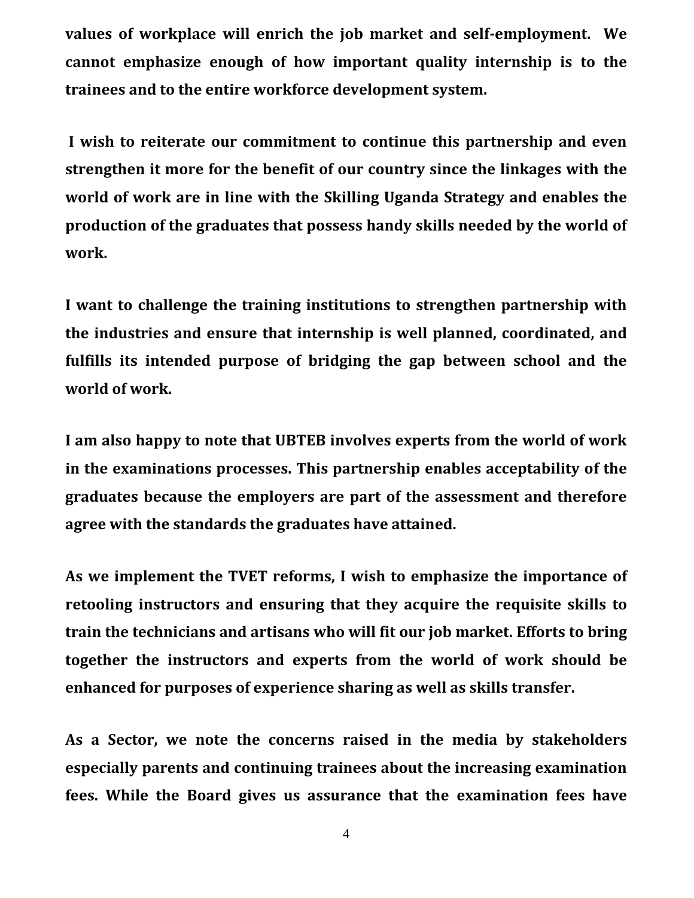**values of workplace will enrich the job market and self-employment. We cannot emphasize enough of how important quality internship is to the trainees and to the entire workforce development system.**

**I wish to reiterate our commitment to continue this partnership and even strengthen it more for the benefit of our country since the linkages with the world of work are in line with the Skilling Uganda Strategy and enables the production of the graduates that possess handy skills needed by the world of work.**

**I want to challenge the training institutions to strengthen partnership with the industries and ensure that internship is well planned, coordinated, and fulfills its intended purpose of bridging the gap between school and the world of work.**

**I am also happy to note that UBTEB involves experts from the world of work in the examinations processes. This partnership enables acceptability of the graduates because the employers are part of the assessment and therefore agree with the standards the graduates have attained.**

**As we implement the TVET reforms, I wish to emphasize the importance of retooling instructors and ensuring that they acquire the requisite skills to train the technicians and artisans who will fit our job market. Efforts to bring together the instructors and experts from the world of work should be enhanced for purposes of experience sharing as well as skills transfer.**

**As a Sector, we note the concerns raised in the media by stakeholders especially parents and continuing trainees about the increasing examination fees. While the Board gives us assurance that the examination fees have**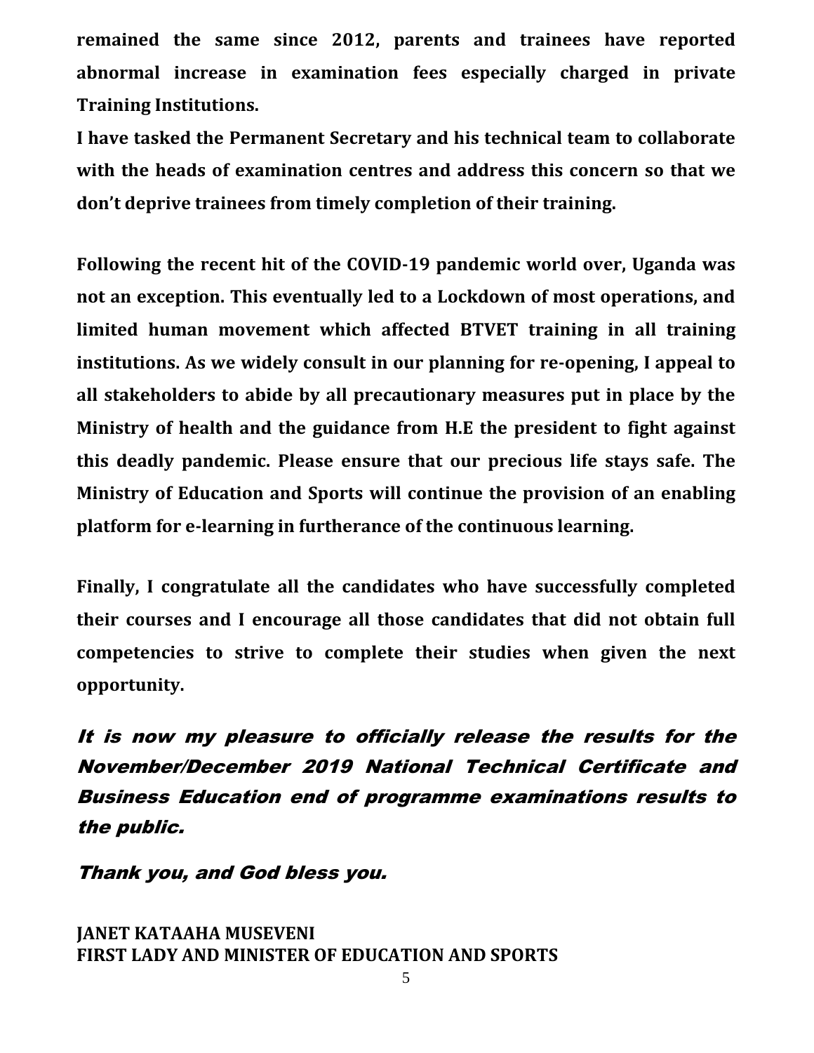**remained the same since 2012, parents and trainees have reported abnormal increase in examination fees especially charged in private Training Institutions.**

**I have tasked the Permanent Secretary and his technical team to collaborate with the heads of examination centres and address this concern so that we don't deprive trainees from timely completion of their training.**

**Following the recent hit of the COVID-19 pandemic world over, Uganda was not an exception. This eventually led to a Lockdown of most operations, and limited human movement which affected BTVET training in all training institutions. As we widely consult in our planning for re-opening, I appeal to all stakeholders to abide by all precautionary measures put in place by the Ministry of health and the guidance from H.E the president to fight against this deadly pandemic. Please ensure that our precious life stays safe. The Ministry of Education and Sports will continue the provision of an enabling platform for e-learning in furtherance of the continuous learning.**

**Finally, I congratulate all the candidates who have successfully completed their courses and I encourage all those candidates that did not obtain full competencies to strive to complete their studies when given the next opportunity.**

***It is now my pleasure to officially release the results for the November/December 2019 National Technical Certificate and Business Education end of programme examinations results to the public.***

***Thank you, and God bless you.***

**JANET KATAAHA MUSEVENI**
**FIRST LADY AND MINISTER OF EDUCATION AND SPORTS**